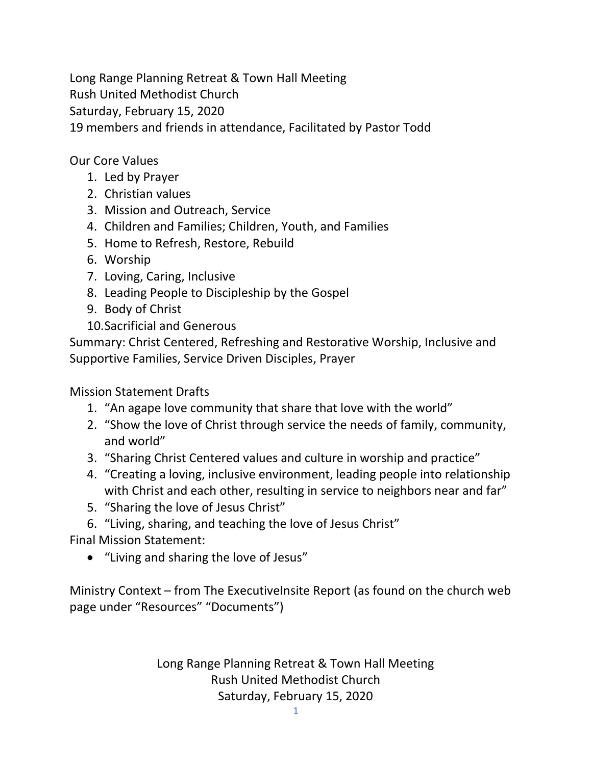Long Range Planning Retreat & Town Hall Meeting
Rush United Methodist Church
Saturday, February 15, 2020
19 members and friends in attendance, Facilitated by Pastor Todd

Our Core Values

1. Led by Prayer
2. Christian values
3. Mission and Outreach, Service
4. Children and Families; Children, Youth, and Families
5. Home to Refresh, Restore, Rebuild
6. Worship
7. Loving, Caring, Inclusive
8. Leading People to Discipleship by the Gospel
9. Body of Christ
10. Sacrificial and Generous

Summary: Christ Centered, Refreshing and Restorative Worship, Inclusive and Supportive Families, Service Driven Disciples, Prayer

Mission Statement Drafts

1. "An agape love community that share that love with the world"
2. "Show the love of Christ through service the needs of family, community, and world"
3. "Sharing Christ Centered values and culture in worship and practice"
4. "Creating a loving, inclusive environment, leading people into relationship with Christ and each other, resulting in service to neighbors near and far"
5. "Sharing the love of Jesus Christ"
6. "Living, sharing, and teaching the love of Jesus Christ"

Final Mission Statement:

- "Living and sharing the love of Jesus"

Ministry Context – from The ExecutiveInsite Report (as found on the church web page under "Resources" "Documents")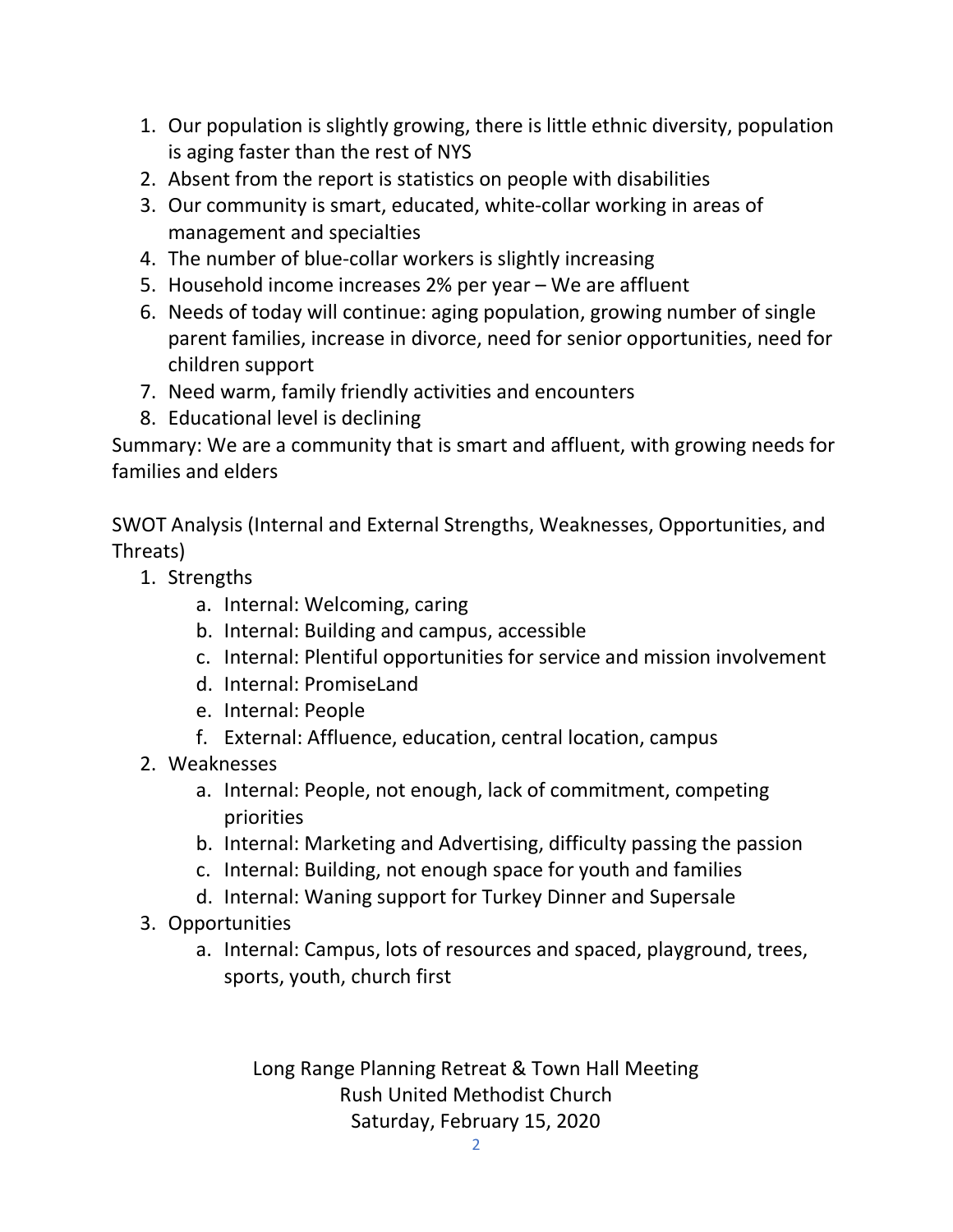1. Our population is slightly growing, there is little ethnic diversity, population is aging faster than the rest of NYS
2. Absent from the report is statistics on people with disabilities
3. Our community is smart, educated, white-collar working in areas of management and specialties
4. The number of blue-collar workers is slightly increasing
5. Household income increases 2% per year – We are affluent
6. Needs of today will continue: aging population, growing number of single parent families, increase in divorce, need for senior opportunities, need for children support
7. Need warm, family friendly activities and encounters
8. Educational level is declining

Summary: We are a community that is smart and affluent, with growing needs for families and elders

SWOT Analysis (Internal and External Strengths, Weaknesses, Opportunities, and Threats)

1. Strengths
    a. Internal: Welcoming, caring
    b. Internal: Building and campus, accessible
    c. Internal: Plentiful opportunities for service and mission involvement
    d. Internal: PromiseLand
    e. Internal: People
    f. External: Affluence, education, central location, campus
2. Weaknesses
    a. Internal: People, not enough, lack of commitment, competing priorities
    b. Internal: Marketing and Advertising, difficulty passing the passion
    c. Internal: Building, not enough space for youth and families
    d. Internal: Waning support for Turkey Dinner and Supersale
3. Opportunities
    a. Internal: Campus, lots of resources and spaced, playground, trees, sports, youth, church first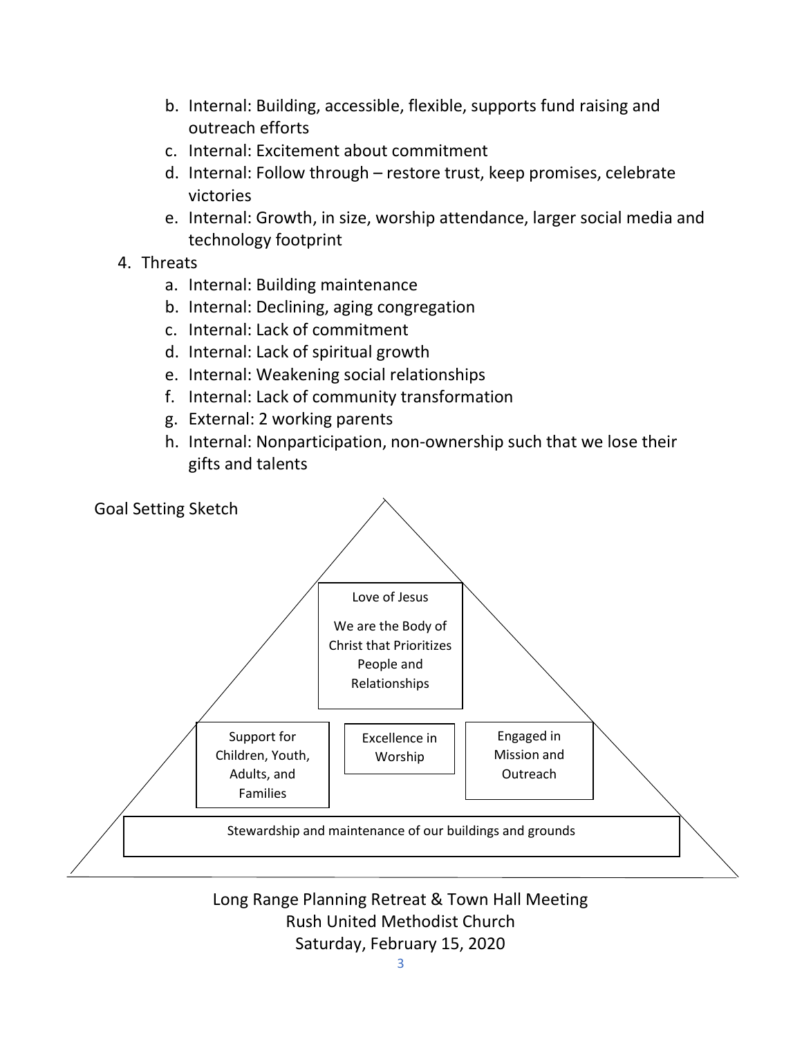b. Internal: Building, accessible, flexible, supports fund raising and outreach efforts
   c. Internal: Excitement about commitment
   d. Internal: Follow through – restore trust, keep promises, celebrate victories
   e. Internal: Growth, in size, worship attendance, larger social media and technology footprint

4. Threats
   a. Internal: Building maintenance
   b. Internal: Declining, aging congregation
   c. Internal: Lack of commitment
   d. Internal: Lack of spiritual growth
   e. Internal: Weakening social relationships
   f. Internal: Lack of community transformation
   g. External: 2 working parents
   h. Internal: Nonparticipation, non-ownership such that we lose their gifts and talents

Goal Setting Sketch

Love of Jesus

We are the Body of Christ that Prioritizes People and Relationships

Support for Children, Youth, Adults, and Families

Excellence in Worship

Engaged in Mission and Outreach

Stewardship and maintenance of our buildings and grounds

Long Range Planning Retreat & Town Hall Meeting
Rush United Methodist Church
Saturday, February 15, 2020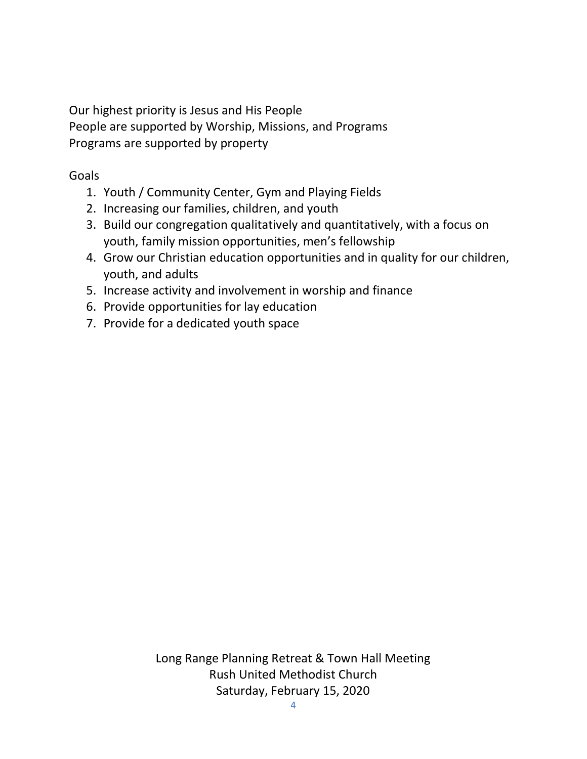Our highest priority is Jesus and His People
People are supported by Worship, Missions, and Programs
Programs are supported by property

Goals

1. Youth / Community Center, Gym and Playing Fields
2. Increasing our families, children, and youth
3. Build our congregation qualitatively and quantitatively, with a focus on youth, family mission opportunities, men's fellowship
4. Grow our Christian education opportunities and in quality for our children, youth, and adults
5. Increase activity and involvement in worship and finance
6. Provide opportunities for lay education
7. Provide for a dedicated youth space